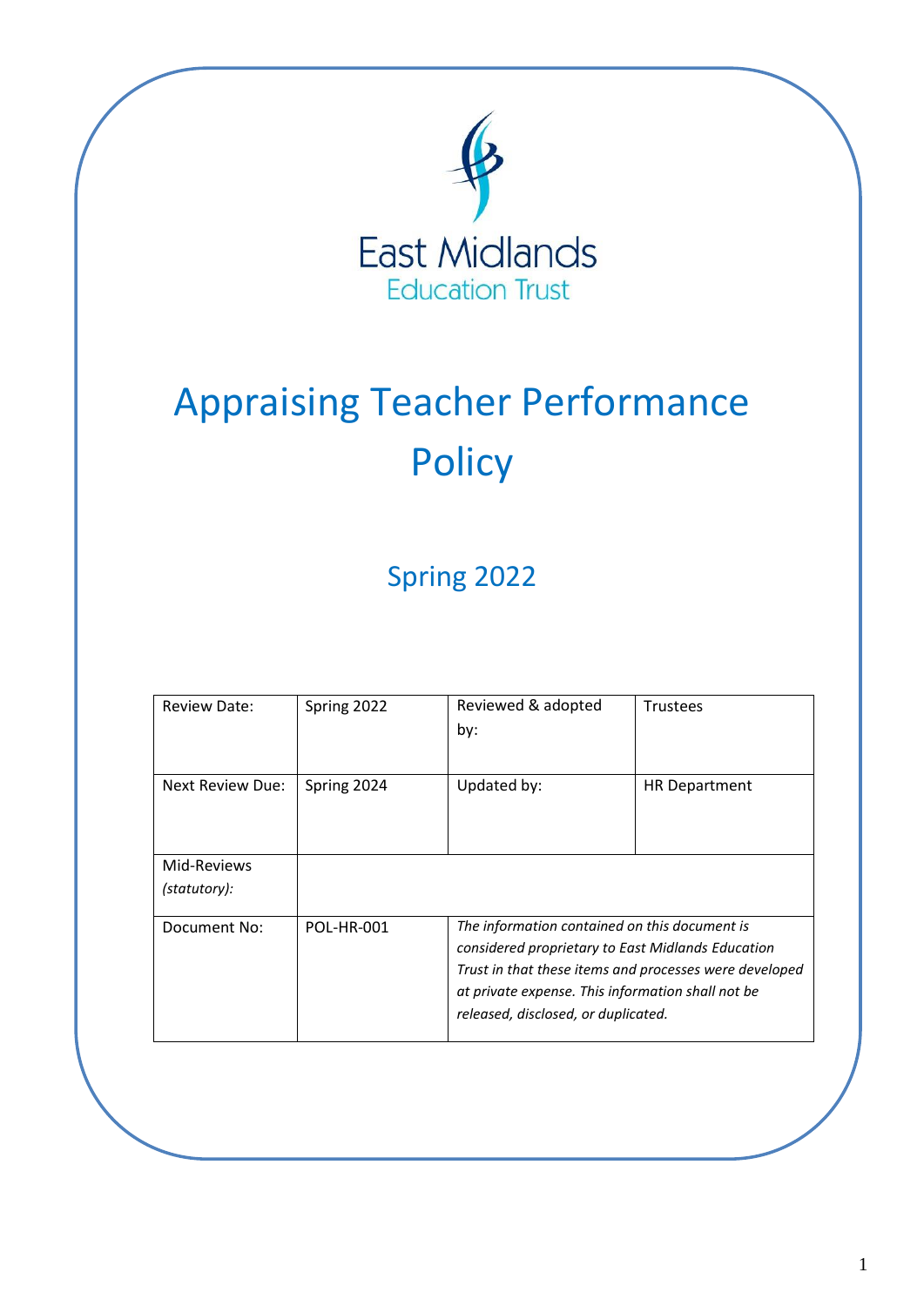East Midlands
Education Trust

# Appraising Teacher Performance Policy

## Spring 2022

| Review Date: | Spring 2022 | Reviewed & adopted by: | Trustees |
|---|---|---|---|
| Next Review Due: | Spring 2024 | Updated by: | HR Department |
| Mid-Reviews *(statutory)*: | | | |
| Document No: | POL-HR-001 | *The information contained on this document is considered proprietary to East Midlands Education Trust in that these items and processes were developed at private expense. This information shall not be released, disclosed, or duplicated.* | |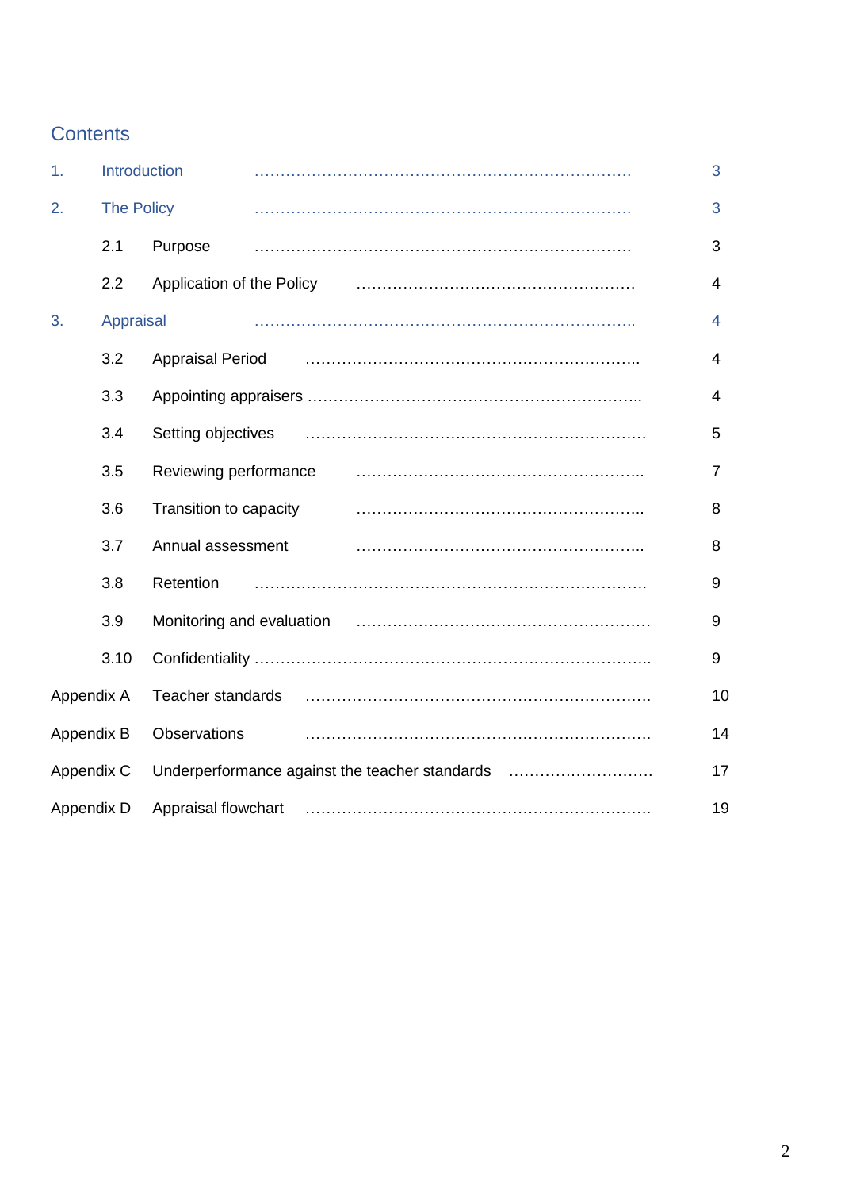## Contents

| | | |
|---|---|---|
| 1. | Introduction | 3 |
| 2. | The Policy | 3 |
| 2.1 | Purpose | 3 |
| 2.2 | Application of the Policy | 4 |
| 3. | Appraisal | 4 |
| 3.2 | Appraisal Period | 4 |
| 3.3 | Appointing appraisers | 4 |
| 3.4 | Setting objectives | 5 |
| 3.5 | Reviewing performance | 7 |
| 3.6 | Transition to capacity | 8 |
| 3.7 | Annual assessment | 8 |
| 3.8 | Retention | 9 |
| 3.9 | Monitoring and evaluation | 9 |
| 3.10 | Confidentiality | 9 |
| Appendix A | Teacher standards | 10 |
| Appendix B | Observations | 14 |
| Appendix C | Underperformance against the teacher standards | 17 |
| Appendix D | Appraisal flowchart | 19 |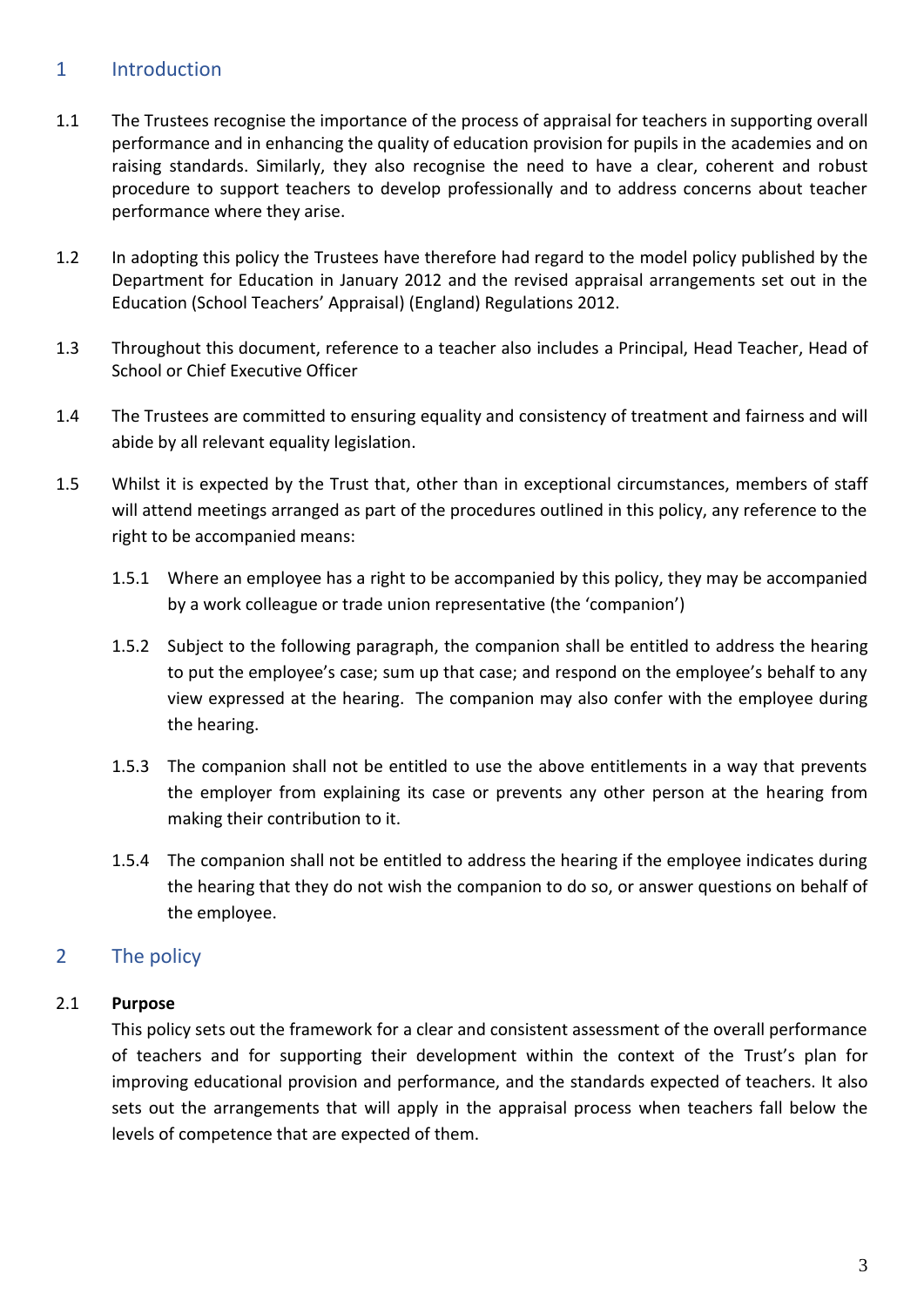## 1 Introduction

1.1 The Trustees recognise the importance of the process of appraisal for teachers in supporting overall performance and in enhancing the quality of education provision for pupils in the academies and on raising standards. Similarly, they also recognise the need to have a clear, coherent and robust procedure to support teachers to develop professionally and to address concerns about teacher performance where they arise.

1.2 In adopting this policy the Trustees have therefore had regard to the model policy published by the Department for Education in January 2012 and the revised appraisal arrangements set out in the Education (School Teachers' Appraisal) (England) Regulations 2012.

1.3 Throughout this document, reference to a teacher also includes a Principal, Head Teacher, Head of School or Chief Executive Officer

1.4 The Trustees are committed to ensuring equality and consistency of treatment and fairness and will abide by all relevant equality legislation.

1.5 Whilst it is expected by the Trust that, other than in exceptional circumstances, members of staff will attend meetings arranged as part of the procedures outlined in this policy, any reference to the right to be accompanied means:

1.5.1 Where an employee has a right to be accompanied by this policy, they may be accompanied by a work colleague or trade union representative (the 'companion')

1.5.2 Subject to the following paragraph, the companion shall be entitled to address the hearing to put the employee's case; sum up that case; and respond on the employee's behalf to any view expressed at the hearing. The companion may also confer with the employee during the hearing.

1.5.3 The companion shall not be entitled to use the above entitlements in a way that prevents the employer from explaining its case or prevents any other person at the hearing from making their contribution to it.

1.5.4 The companion shall not be entitled to address the hearing if the employee indicates during the hearing that they do not wish the companion to do so, or answer questions on behalf of the employee.

## 2 The policy

2.1 **Purpose**

This policy sets out the framework for a clear and consistent assessment of the overall performance of teachers and for supporting their development within the context of the Trust's plan for improving educational provision and performance, and the standards expected of teachers. It also sets out the arrangements that will apply in the appraisal process when teachers fall below the levels of competence that are expected of them.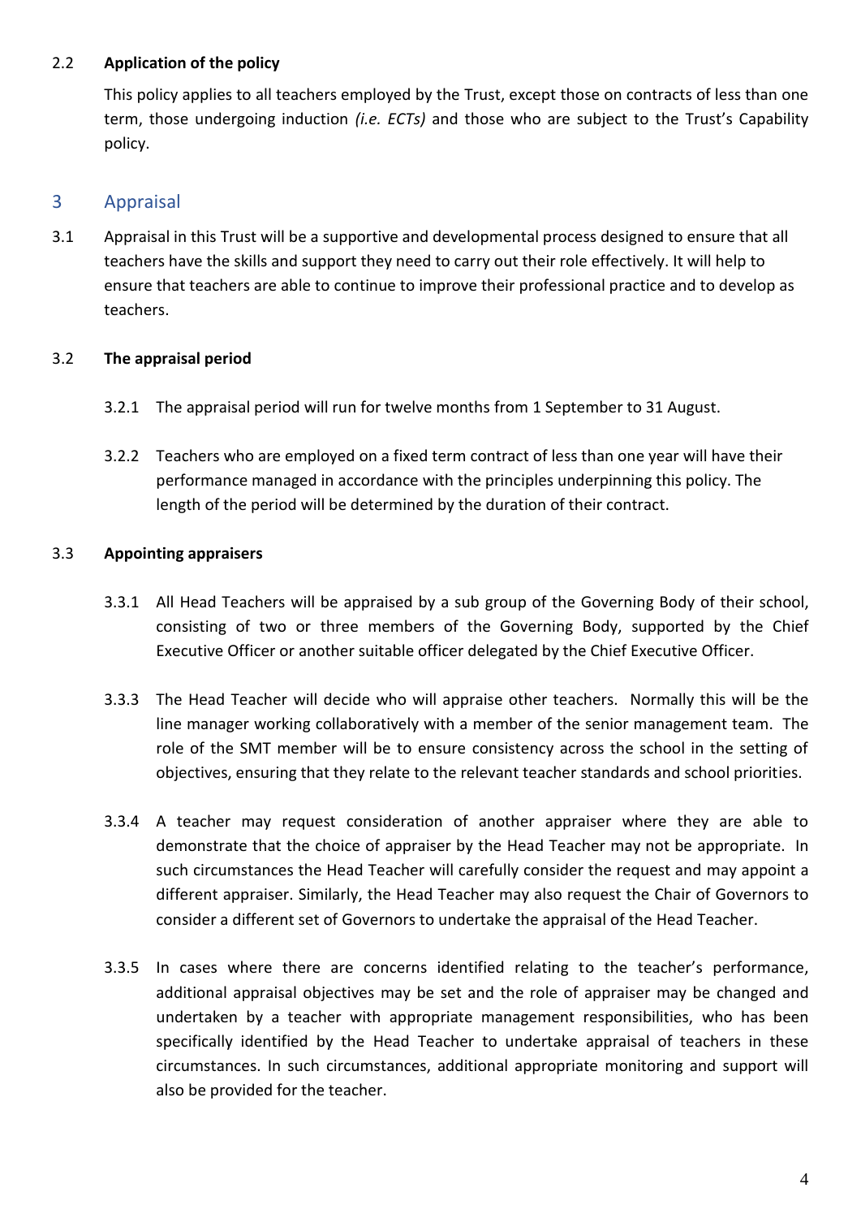2.2 **Application of the policy**

This policy applies to all teachers employed by the Trust, except those on contracts of less than one term, those undergoing induction *(i.e. ECTs)* and those who are subject to the Trust's Capability policy.

## 3 Appraisal

3.1 Appraisal in this Trust will be a supportive and developmental process designed to ensure that all teachers have the skills and support they need to carry out their role effectively. It will help to ensure that teachers are able to continue to improve their professional practice and to develop as teachers.

3.2 **The appraisal period**

3.2.1 The appraisal period will run for twelve months from 1 September to 31 August.

3.2.2 Teachers who are employed on a fixed term contract of less than one year will have their performance managed in accordance with the principles underpinning this policy. The length of the period will be determined by the duration of their contract.

3.3 **Appointing appraisers**

3.3.1 All Head Teachers will be appraised by a sub group of the Governing Body of their school, consisting of two or three members of the Governing Body, supported by the Chief Executive Officer or another suitable officer delegated by the Chief Executive Officer.

3.3.3 The Head Teacher will decide who will appraise other teachers. Normally this will be the line manager working collaboratively with a member of the senior management team. The role of the SMT member will be to ensure consistency across the school in the setting of objectives, ensuring that they relate to the relevant teacher standards and school priorities.

3.3.4 A teacher may request consideration of another appraiser where they are able to demonstrate that the choice of appraiser by the Head Teacher may not be appropriate. In such circumstances the Head Teacher will carefully consider the request and may appoint a different appraiser. Similarly, the Head Teacher may also request the Chair of Governors to consider a different set of Governors to undertake the appraisal of the Head Teacher.

3.3.5 In cases where there are concerns identified relating to the teacher's performance, additional appraisal objectives may be set and the role of appraiser may be changed and undertaken by a teacher with appropriate management responsibilities, who has been specifically identified by the Head Teacher to undertake appraisal of teachers in these circumstances. In such circumstances, additional appropriate monitoring and support will also be provided for the teacher.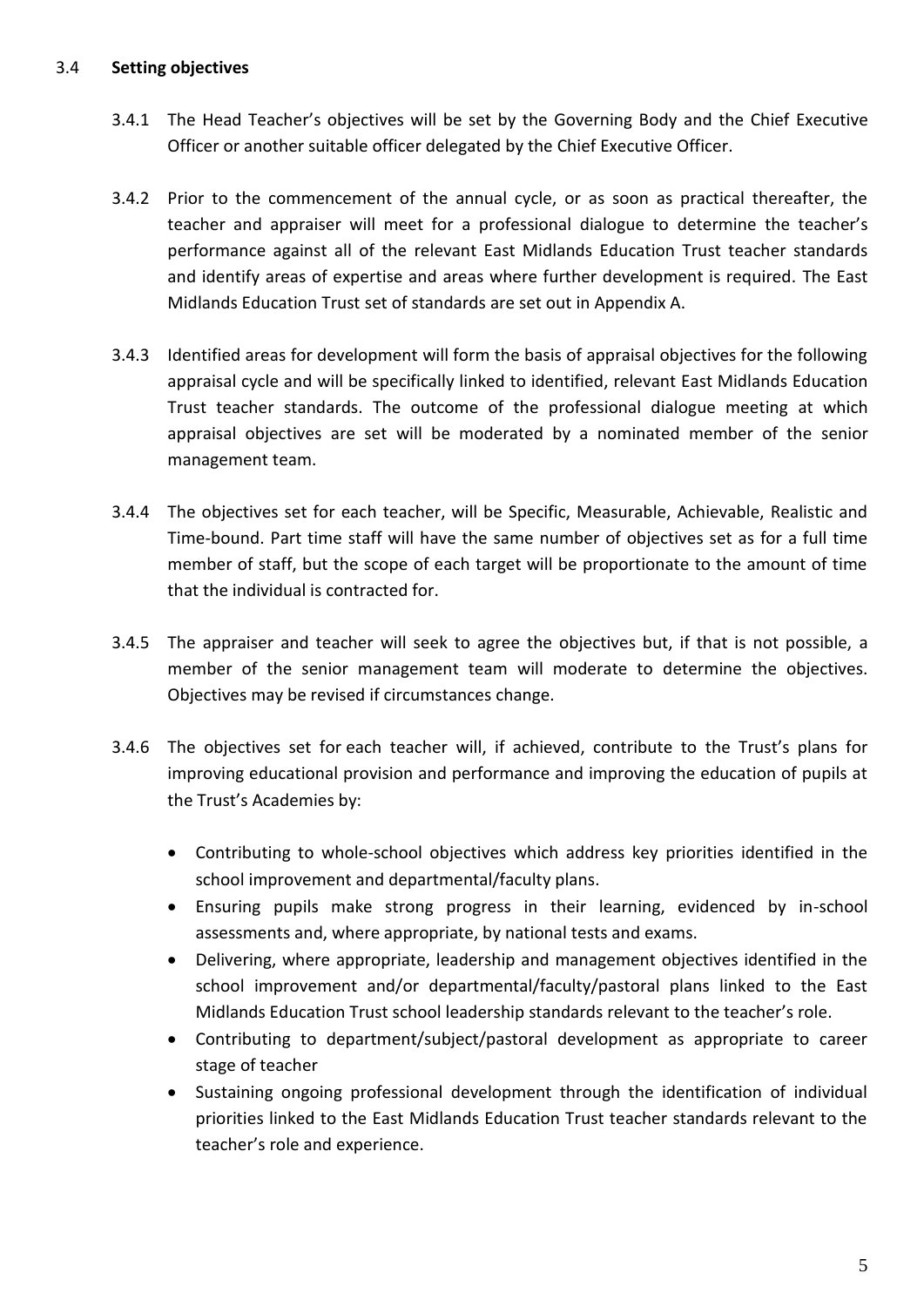### 3.4 **Setting objectives**

3.4.1 The Head Teacher's objectives will be set by the Governing Body and the Chief Executive Officer or another suitable officer delegated by the Chief Executive Officer.

3.4.2 Prior to the commencement of the annual cycle, or as soon as practical thereafter, the teacher and appraiser will meet for a professional dialogue to determine the teacher's performance against all of the relevant East Midlands Education Trust teacher standards and identify areas of expertise and areas where further development is required. The East Midlands Education Trust set of standards are set out in Appendix A.

3.4.3 Identified areas for development will form the basis of appraisal objectives for the following appraisal cycle and will be specifically linked to identified, relevant East Midlands Education Trust teacher standards. The outcome of the professional dialogue meeting at which appraisal objectives are set will be moderated by a nominated member of the senior management team.

3.4.4 The objectives set for each teacher, will be Specific, Measurable, Achievable, Realistic and Time-bound. Part time staff will have the same number of objectives set as for a full time member of staff, but the scope of each target will be proportionate to the amount of time that the individual is contracted for.

3.4.5 The appraiser and teacher will seek to agree the objectives but, if that is not possible, a member of the senior management team will moderate to determine the objectives. Objectives may be revised if circumstances change.

3.4.6 The objectives set for each teacher will, if achieved, contribute to the Trust's plans for improving educational provision and performance and improving the education of pupils at the Trust's Academies by:

- Contributing to whole-school objectives which address key priorities identified in the school improvement and departmental/faculty plans.
- Ensuring pupils make strong progress in their learning, evidenced by in-school assessments and, where appropriate, by national tests and exams.
- Delivering, where appropriate, leadership and management objectives identified in the school improvement and/or departmental/faculty/pastoral plans linked to the East Midlands Education Trust school leadership standards relevant to the teacher's role.
- Contributing to department/subject/pastoral development as appropriate to career stage of teacher
- Sustaining ongoing professional development through the identification of individual priorities linked to the East Midlands Education Trust teacher standards relevant to the teacher's role and experience.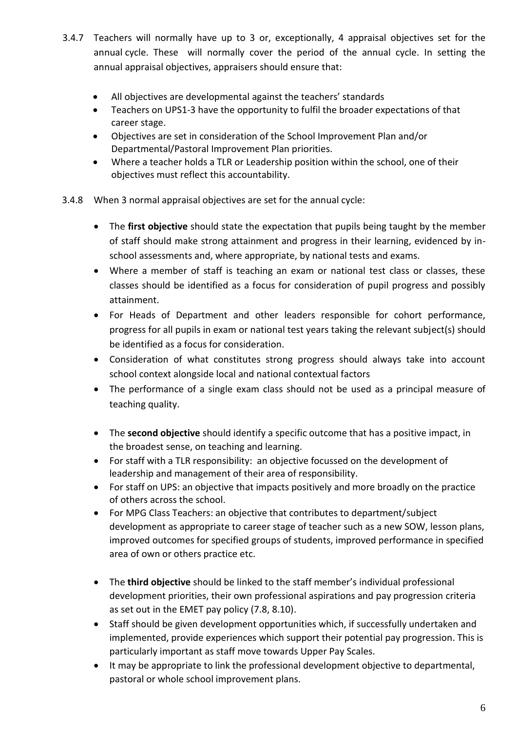3.4.7 Teachers will normally have up to 3 or, exceptionally, 4 appraisal objectives set for the annual cycle. These will normally cover the period of the annual cycle. In setting the annual appraisal objectives, appraisers should ensure that:

- All objectives are developmental against the teachers' standards
- Teachers on UPS1-3 have the opportunity to fulfil the broader expectations of that career stage.
- Objectives are set in consideration of the School Improvement Plan and/or Departmental/Pastoral Improvement Plan priorities.
- Where a teacher holds a TLR or Leadership position within the school, one of their objectives must reflect this accountability.

3.4.8 When 3 normal appraisal objectives are set for the annual cycle:

- The **first objective** should state the expectation that pupils being taught by the member of staff should make strong attainment and progress in their learning, evidenced by in-school assessments and, where appropriate, by national tests and exams.
- Where a member of staff is teaching an exam or national test class or classes, these classes should be identified as a focus for consideration of pupil progress and possibly attainment.
- For Heads of Department and other leaders responsible for cohort performance, progress for all pupils in exam or national test years taking the relevant subject(s) should be identified as a focus for consideration.
- Consideration of what constitutes strong progress should always take into account school context alongside local and national contextual factors
- The performance of a single exam class should not be used as a principal measure of teaching quality.

- The **second objective** should identify a specific outcome that has a positive impact, in the broadest sense, on teaching and learning.
- For staff with a TLR responsibility: an objective focussed on the development of leadership and management of their area of responsibility.
- For staff on UPS: an objective that impacts positively and more broadly on the practice of others across the school.
- For MPG Class Teachers: an objective that contributes to department/subject development as appropriate to career stage of teacher such as a new SOW, lesson plans, improved outcomes for specified groups of students, improved performance in specified area of own or others practice etc.

- The **third objective** should be linked to the staff member's individual professional development priorities, their own professional aspirations and pay progression criteria as set out in the EMET pay policy (7.8, 8.10).
- Staff should be given development opportunities which, if successfully undertaken and implemented, provide experiences which support their potential pay progression. This is particularly important as staff move towards Upper Pay Scales.
- It may be appropriate to link the professional development objective to departmental, pastoral or whole school improvement plans.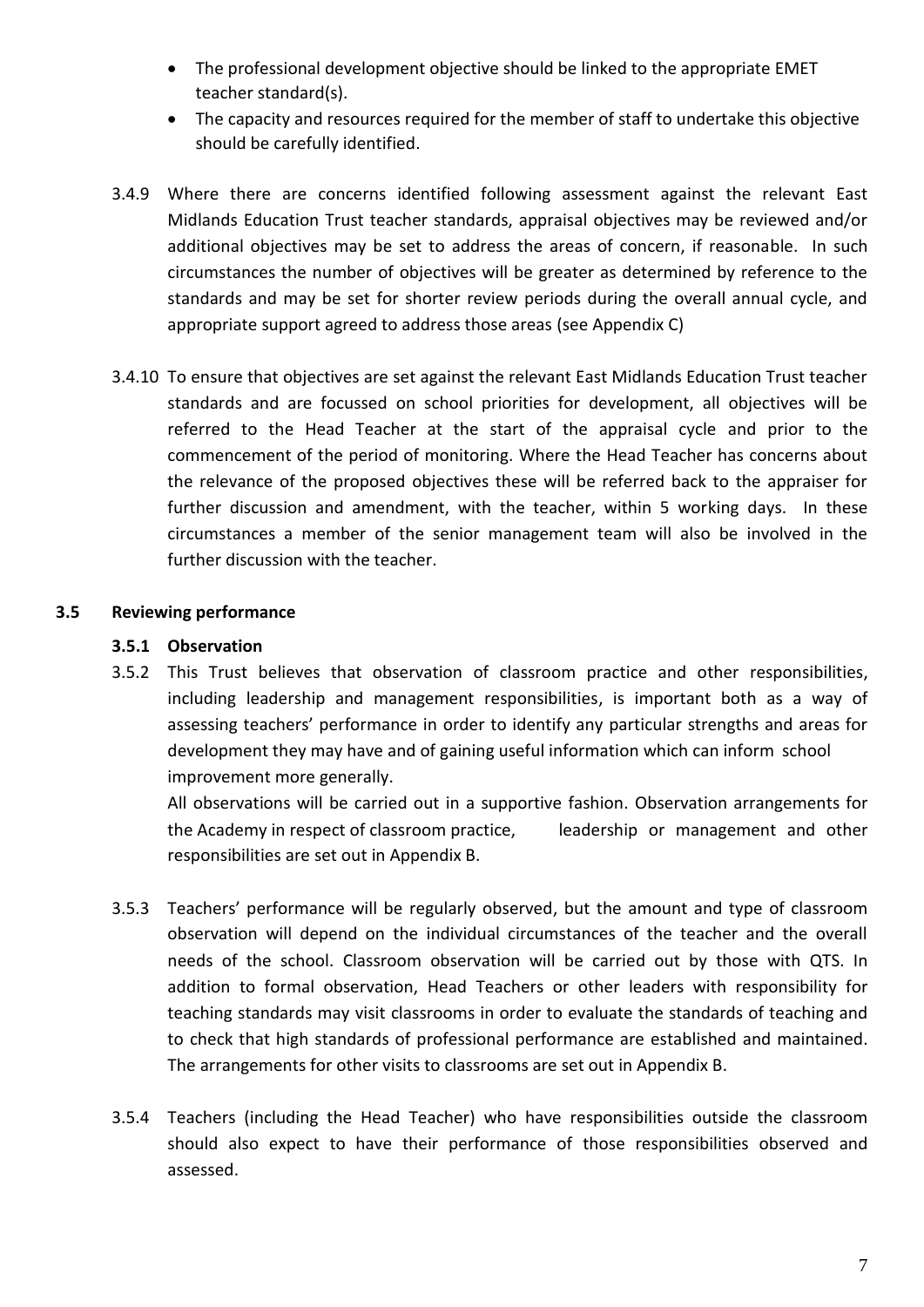- The professional development objective should be linked to the appropriate EMET teacher standard(s).
- The capacity and resources required for the member of staff to undertake this objective should be carefully identified.

3.4.9 Where there are concerns identified following assessment against the relevant East Midlands Education Trust teacher standards, appraisal objectives may be reviewed and/or additional objectives may be set to address the areas of concern, if reasonable. In such circumstances the number of objectives will be greater as determined by reference to the standards and may be set for shorter review periods during the overall annual cycle, and appropriate support agreed to address those areas (see Appendix C)

3.4.10 To ensure that objectives are set against the relevant East Midlands Education Trust teacher standards and are focussed on school priorities for development, all objectives will be referred to the Head Teacher at the start of the appraisal cycle and prior to the commencement of the period of monitoring. Where the Head Teacher has concerns about the relevance of the proposed objectives these will be referred back to the appraiser for further discussion and amendment, with the teacher, within 5 working days. In these circumstances a member of the senior management team will also be involved in the further discussion with the teacher.

### 3.5 Reviewing performance

#### 3.5.1 Observation

3.5.2 This Trust believes that observation of classroom practice and other responsibilities, including leadership and management responsibilities, is important both as a way of assessing teachers' performance in order to identify any particular strengths and areas for development they may have and of gaining useful information which can inform school improvement more generally.

All observations will be carried out in a supportive fashion. Observation arrangements for the Academy in respect of classroom practice, leadership or management and other responsibilities are set out in Appendix B.

3.5.3 Teachers' performance will be regularly observed, but the amount and type of classroom observation will depend on the individual circumstances of the teacher and the overall needs of the school. Classroom observation will be carried out by those with QTS. In addition to formal observation, Head Teachers or other leaders with responsibility for teaching standards may visit classrooms in order to evaluate the standards of teaching and to check that high standards of professional performance are established and maintained. The arrangements for other visits to classrooms are set out in Appendix B.

3.5.4 Teachers (including the Head Teacher) who have responsibilities outside the classroom should also expect to have their performance of those responsibilities observed and assessed.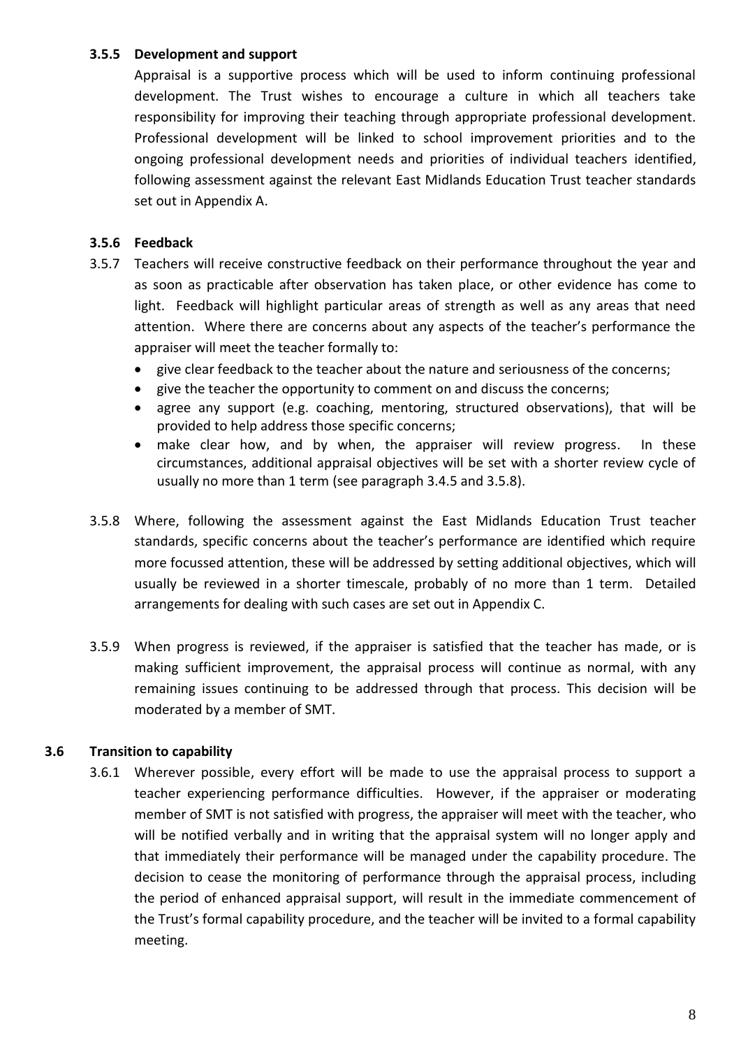**3.5.5 Development and support**

Appraisal is a supportive process which will be used to inform continuing professional development. The Trust wishes to encourage a culture in which all teachers take responsibility for improving their teaching through appropriate professional development. Professional development will be linked to school improvement priorities and to the ongoing professional development needs and priorities of individual teachers identified, following assessment against the relevant East Midlands Education Trust teacher standards set out in Appendix A.

**3.5.6 Feedback**

3.5.7 Teachers will receive constructive feedback on their performance throughout the year and as soon as practicable after observation has taken place, or other evidence has come to light. Feedback will highlight particular areas of strength as well as any areas that need attention. Where there are concerns about any aspects of the teacher's performance the appraiser will meet the teacher formally to:

- give clear feedback to the teacher about the nature and seriousness of the concerns;
- give the teacher the opportunity to comment on and discuss the concerns;
- agree any support (e.g. coaching, mentoring, structured observations), that will be provided to help address those specific concerns;
- make clear how, and by when, the appraiser will review progress. In these circumstances, additional appraisal objectives will be set with a shorter review cycle of usually no more than 1 term (see paragraph 3.4.5 and 3.5.8).

3.5.8 Where, following the assessment against the East Midlands Education Trust teacher standards, specific concerns about the teacher's performance are identified which require more focussed attention, these will be addressed by setting additional objectives, which will usually be reviewed in a shorter timescale, probably of no more than 1 term. Detailed arrangements for dealing with such cases are set out in Appendix C.

3.5.9 When progress is reviewed, if the appraiser is satisfied that the teacher has made, or is making sufficient improvement, the appraisal process will continue as normal, with any remaining issues continuing to be addressed through that process. This decision will be moderated by a member of SMT.

**3.6 Transition to capability**

3.6.1 Wherever possible, every effort will be made to use the appraisal process to support a teacher experiencing performance difficulties. However, if the appraiser or moderating member of SMT is not satisfied with progress, the appraiser will meet with the teacher, who will be notified verbally and in writing that the appraisal system will no longer apply and that immediately their performance will be managed under the capability procedure. The decision to cease the monitoring of performance through the appraisal process, including the period of enhanced appraisal support, will result in the immediate commencement of the Trust's formal capability procedure, and the teacher will be invited to a formal capability meeting.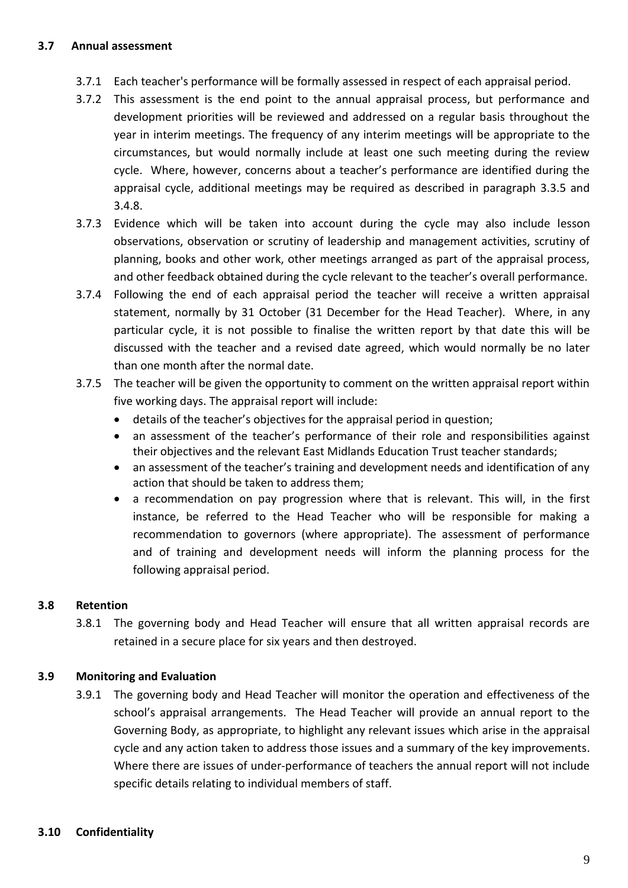### 3.7 Annual assessment

3.7.1 Each teacher's performance will be formally assessed in respect of each appraisal period.

3.7.2 This assessment is the end point to the annual appraisal process, but performance and development priorities will be reviewed and addressed on a regular basis throughout the year in interim meetings. The frequency of any interim meetings will be appropriate to the circumstances, but would normally include at least one such meeting during the review cycle. Where, however, concerns about a teacher's performance are identified during the appraisal cycle, additional meetings may be required as described in paragraph 3.3.5 and 3.4.8.

3.7.3 Evidence which will be taken into account during the cycle may also include lesson observations, observation or scrutiny of leadership and management activities, scrutiny of planning, books and other work, other meetings arranged as part of the appraisal process, and other feedback obtained during the cycle relevant to the teacher's overall performance.

3.7.4 Following the end of each appraisal period the teacher will receive a written appraisal statement, normally by 31 October (31 December for the Head Teacher). Where, in any particular cycle, it is not possible to finalise the written report by that date this will be discussed with the teacher and a revised date agreed, which would normally be no later than one month after the normal date.

3.7.5 The teacher will be given the opportunity to comment on the written appraisal report within five working days. The appraisal report will include:

- details of the teacher's objectives for the appraisal period in question;
- an assessment of the teacher's performance of their role and responsibilities against their objectives and the relevant East Midlands Education Trust teacher standards;
- an assessment of the teacher's training and development needs and identification of any action that should be taken to address them;
- a recommendation on pay progression where that is relevant. This will, in the first instance, be referred to the Head Teacher who will be responsible for making a recommendation to governors (where appropriate). The assessment of performance and of training and development needs will inform the planning process for the following appraisal period.

### 3.8 Retention

3.8.1 The governing body and Head Teacher will ensure that all written appraisal records are retained in a secure place for six years and then destroyed.

### 3.9 Monitoring and Evaluation

3.9.1 The governing body and Head Teacher will monitor the operation and effectiveness of the school's appraisal arrangements. The Head Teacher will provide an annual report to the Governing Body, as appropriate, to highlight any relevant issues which arise in the appraisal cycle and any action taken to address those issues and a summary of the key improvements. Where there are issues of under-performance of teachers the annual report will not include specific details relating to individual members of staff.

### 3.10 Confidentiality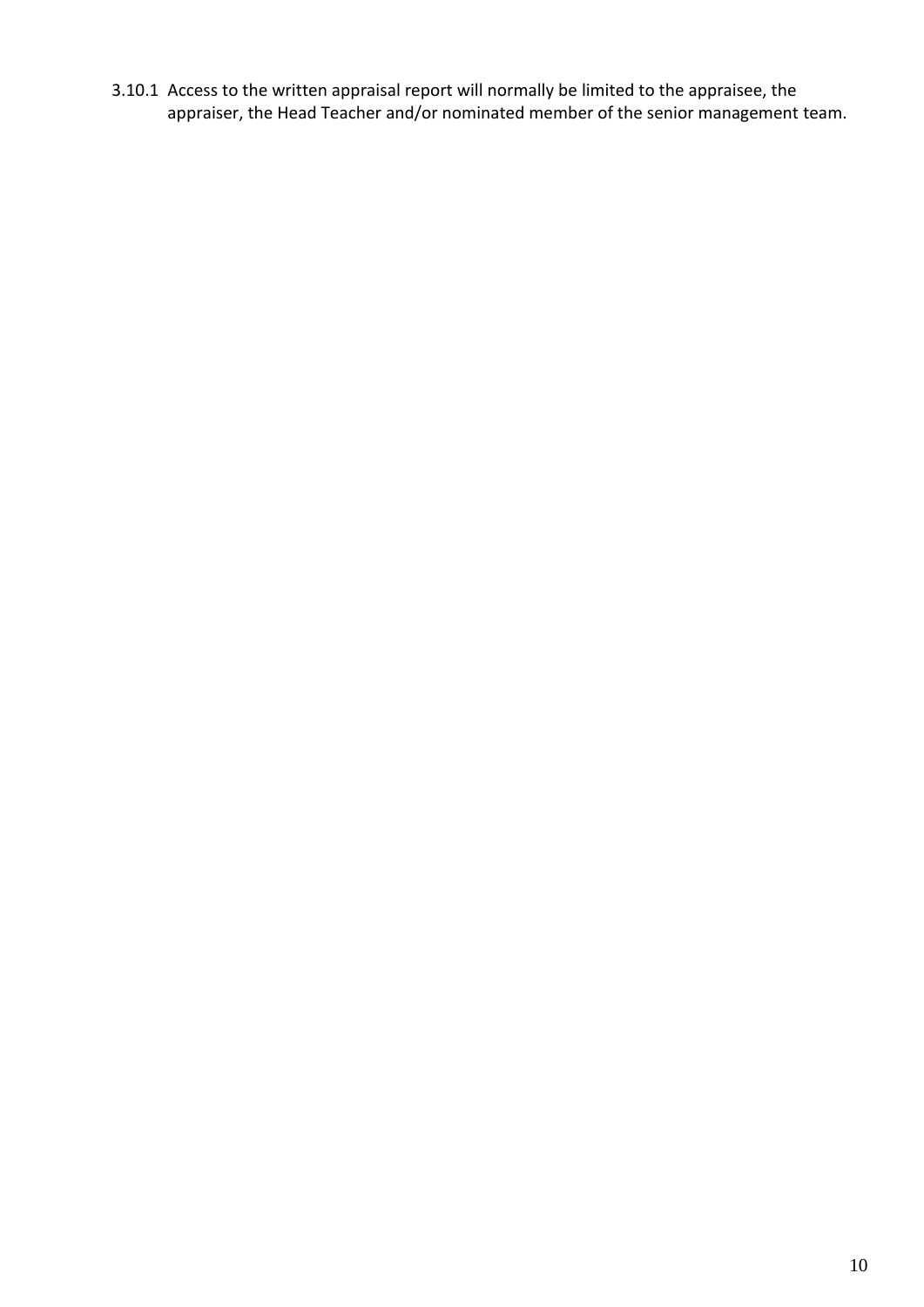3.10.1 Access to the written appraisal report will normally be limited to the appraisee, the appraiser, the Head Teacher and/or nominated member of the senior management team.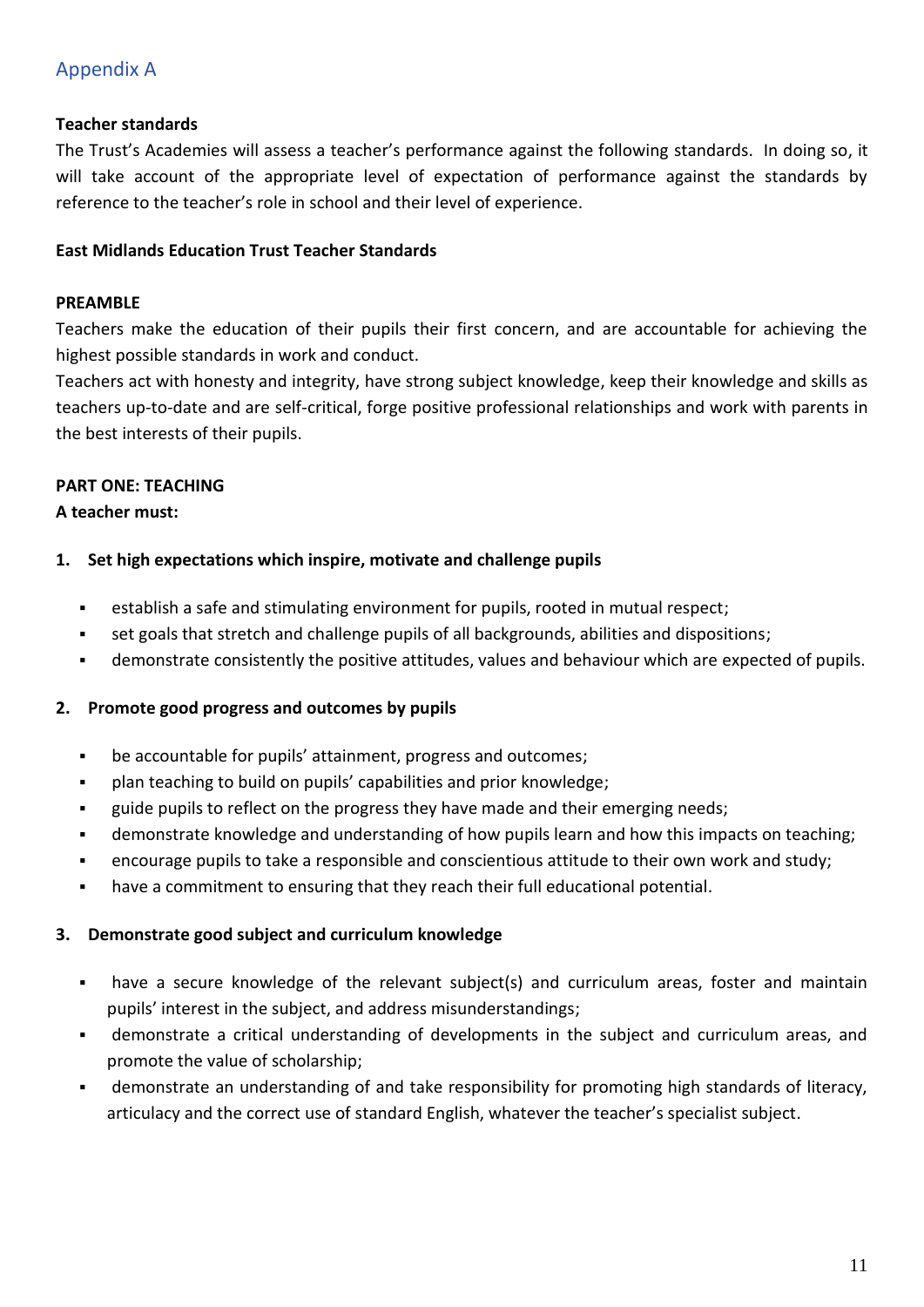## Appendix A

**Teacher standards**

The Trust's Academies will assess a teacher's performance against the following standards. In doing so, it will take account of the appropriate level of expectation of performance against the standards by reference to the teacher's role in school and their level of experience.

**East Midlands Education Trust Teacher Standards**

**PREAMBLE**

Teachers make the education of their pupils their first concern, and are accountable for achieving the highest possible standards in work and conduct.

Teachers act with honesty and integrity, have strong subject knowledge, keep their knowledge and skills as teachers up-to-date and are self-critical, forge positive professional relationships and work with parents in the best interests of their pupils.

**PART ONE: TEACHING**

**A teacher must:**

**1. Set high expectations which inspire, motivate and challenge pupils**

- establish a safe and stimulating environment for pupils, rooted in mutual respect;
- set goals that stretch and challenge pupils of all backgrounds, abilities and dispositions;
- demonstrate consistently the positive attitudes, values and behaviour which are expected of pupils.

**2. Promote good progress and outcomes by pupils**

- be accountable for pupils' attainment, progress and outcomes;
- plan teaching to build on pupils' capabilities and prior knowledge;
- guide pupils to reflect on the progress they have made and their emerging needs;
- demonstrate knowledge and understanding of how pupils learn and how this impacts on teaching;
- encourage pupils to take a responsible and conscientious attitude to their own work and study;
- have a commitment to ensuring that they reach their full educational potential.

**3. Demonstrate good subject and curriculum knowledge**

- have a secure knowledge of the relevant subject(s) and curriculum areas, foster and maintain pupils' interest in the subject, and address misunderstandings;
- demonstrate a critical understanding of developments in the subject and curriculum areas, and promote the value of scholarship;
- demonstrate an understanding of and take responsibility for promoting high standards of literacy, articulacy and the correct use of standard English, whatever the teacher's specialist subject.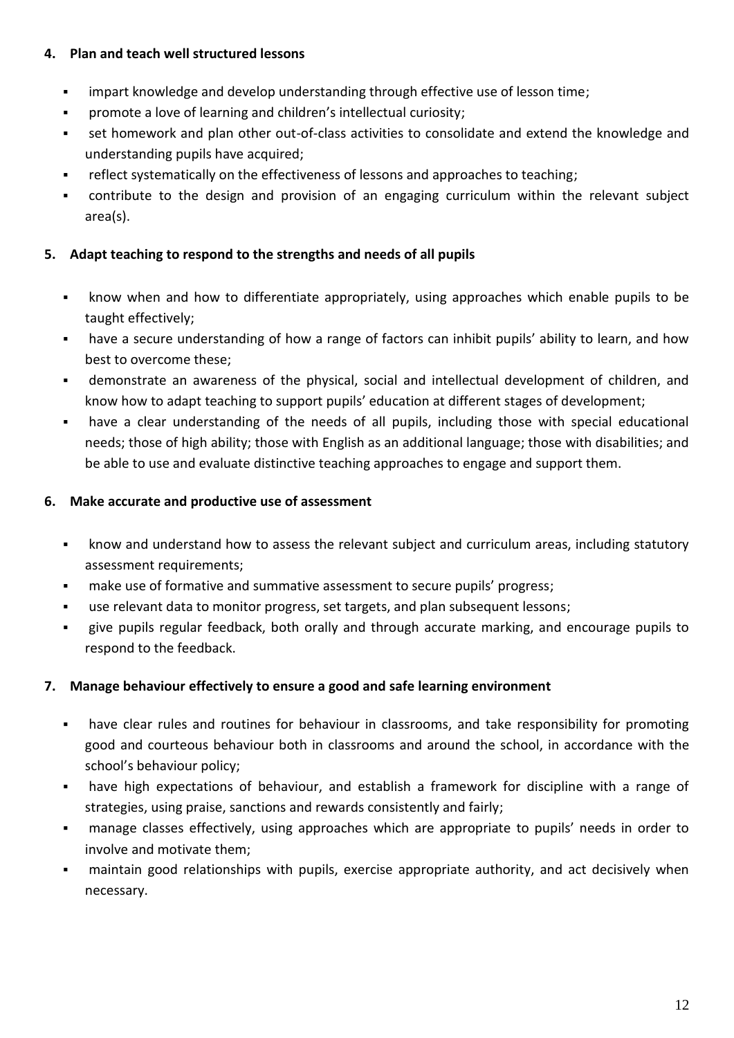**4. Plan and teach well structured lessons**

- impart knowledge and develop understanding through effective use of lesson time;
- promote a love of learning and children's intellectual curiosity;
- set homework and plan other out-of-class activities to consolidate and extend the knowledge and understanding pupils have acquired;
- reflect systematically on the effectiveness of lessons and approaches to teaching;
- contribute to the design and provision of an engaging curriculum within the relevant subject area(s).

**5. Adapt teaching to respond to the strengths and needs of all pupils**

- know when and how to differentiate appropriately, using approaches which enable pupils to be taught effectively;
- have a secure understanding of how a range of factors can inhibit pupils' ability to learn, and how best to overcome these;
- demonstrate an awareness of the physical, social and intellectual development of children, and know how to adapt teaching to support pupils' education at different stages of development;
- have a clear understanding of the needs of all pupils, including those with special educational needs; those of high ability; those with English as an additional language; those with disabilities; and be able to use and evaluate distinctive teaching approaches to engage and support them.

**6. Make accurate and productive use of assessment**

- know and understand how to assess the relevant subject and curriculum areas, including statutory assessment requirements;
- make use of formative and summative assessment to secure pupils' progress;
- use relevant data to monitor progress, set targets, and plan subsequent lessons;
- give pupils regular feedback, both orally and through accurate marking, and encourage pupils to respond to the feedback.

**7. Manage behaviour effectively to ensure a good and safe learning environment**

- have clear rules and routines for behaviour in classrooms, and take responsibility for promoting good and courteous behaviour both in classrooms and around the school, in accordance with the school's behaviour policy;
- have high expectations of behaviour, and establish a framework for discipline with a range of strategies, using praise, sanctions and rewards consistently and fairly;
- manage classes effectively, using approaches which are appropriate to pupils' needs in order to involve and motivate them;
- maintain good relationships with pupils, exercise appropriate authority, and act decisively when necessary.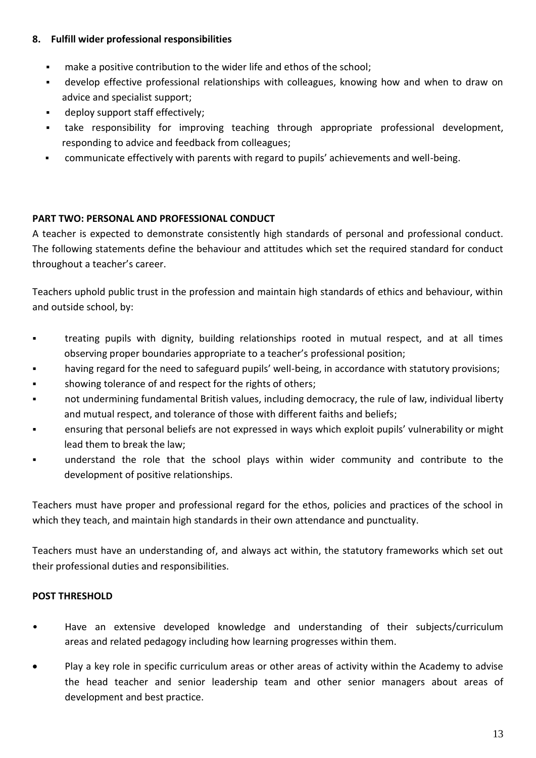### 8. Fulfill wider professional responsibilities

- make a positive contribution to the wider life and ethos of the school;
- develop effective professional relationships with colleagues, knowing how and when to draw on advice and specialist support;
- deploy support staff effectively;
- take responsibility for improving teaching through appropriate professional development, responding to advice and feedback from colleagues;
- communicate effectively with parents with regard to pupils' achievements and well-being.

## PART TWO: PERSONAL AND PROFESSIONAL CONDUCT

A teacher is expected to demonstrate consistently high standards of personal and professional conduct. The following statements define the behaviour and attitudes which set the required standard for conduct throughout a teacher's career.

Teachers uphold public trust in the profession and maintain high standards of ethics and behaviour, within and outside school, by:

- treating pupils with dignity, building relationships rooted in mutual respect, and at all times observing proper boundaries appropriate to a teacher's professional position;
- having regard for the need to safeguard pupils' well-being, in accordance with statutory provisions;
- showing tolerance of and respect for the rights of others;
- not undermining fundamental British values, including democracy, the rule of law, individual liberty and mutual respect, and tolerance of those with different faiths and beliefs;
- ensuring that personal beliefs are not expressed in ways which exploit pupils' vulnerability or might lead them to break the law;
- understand the role that the school plays within wider community and contribute to the development of positive relationships.

Teachers must have proper and professional regard for the ethos, policies and practices of the school in which they teach, and maintain high standards in their own attendance and punctuality.

Teachers must have an understanding of, and always act within, the statutory frameworks which set out their professional duties and responsibilities.

## POST THRESHOLD

- Have an extensive developed knowledge and understanding of their subjects/curriculum areas and related pedagogy including how learning progresses within them.
- Play a key role in specific curriculum areas or other areas of activity within the Academy to advise the head teacher and senior leadership team and other senior managers about areas of development and best practice.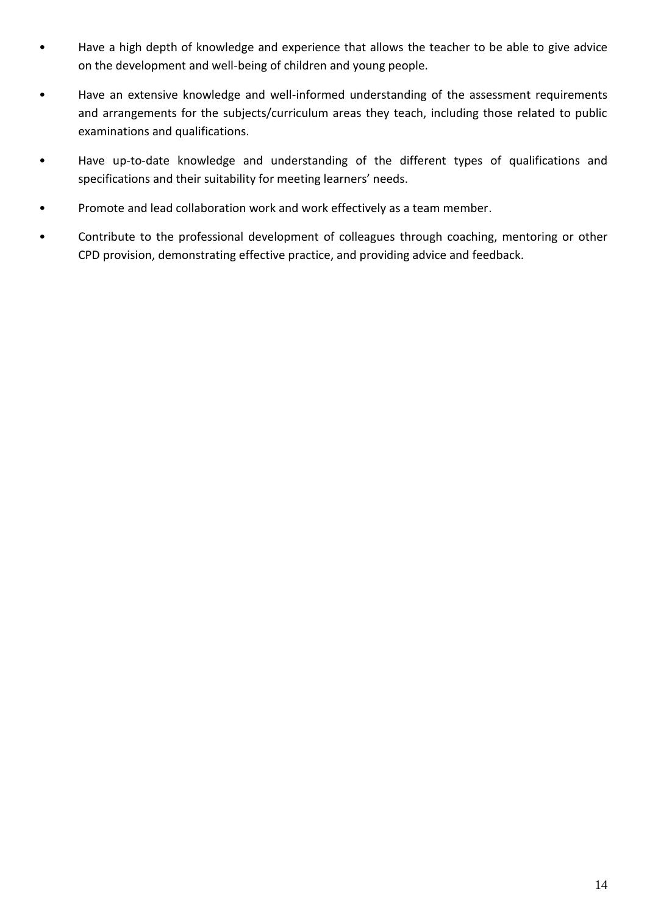- Have a high depth of knowledge and experience that allows the teacher to be able to give advice on the development and well-being of children and young people.
- Have an extensive knowledge and well-informed understanding of the assessment requirements and arrangements for the subjects/curriculum areas they teach, including those related to public examinations and qualifications.
- Have up-to-date knowledge and understanding of the different types of qualifications and specifications and their suitability for meeting learners' needs.
- Promote and lead collaboration work and work effectively as a team member.
- Contribute to the professional development of colleagues through coaching, mentoring or other CPD provision, demonstrating effective practice, and providing advice and feedback.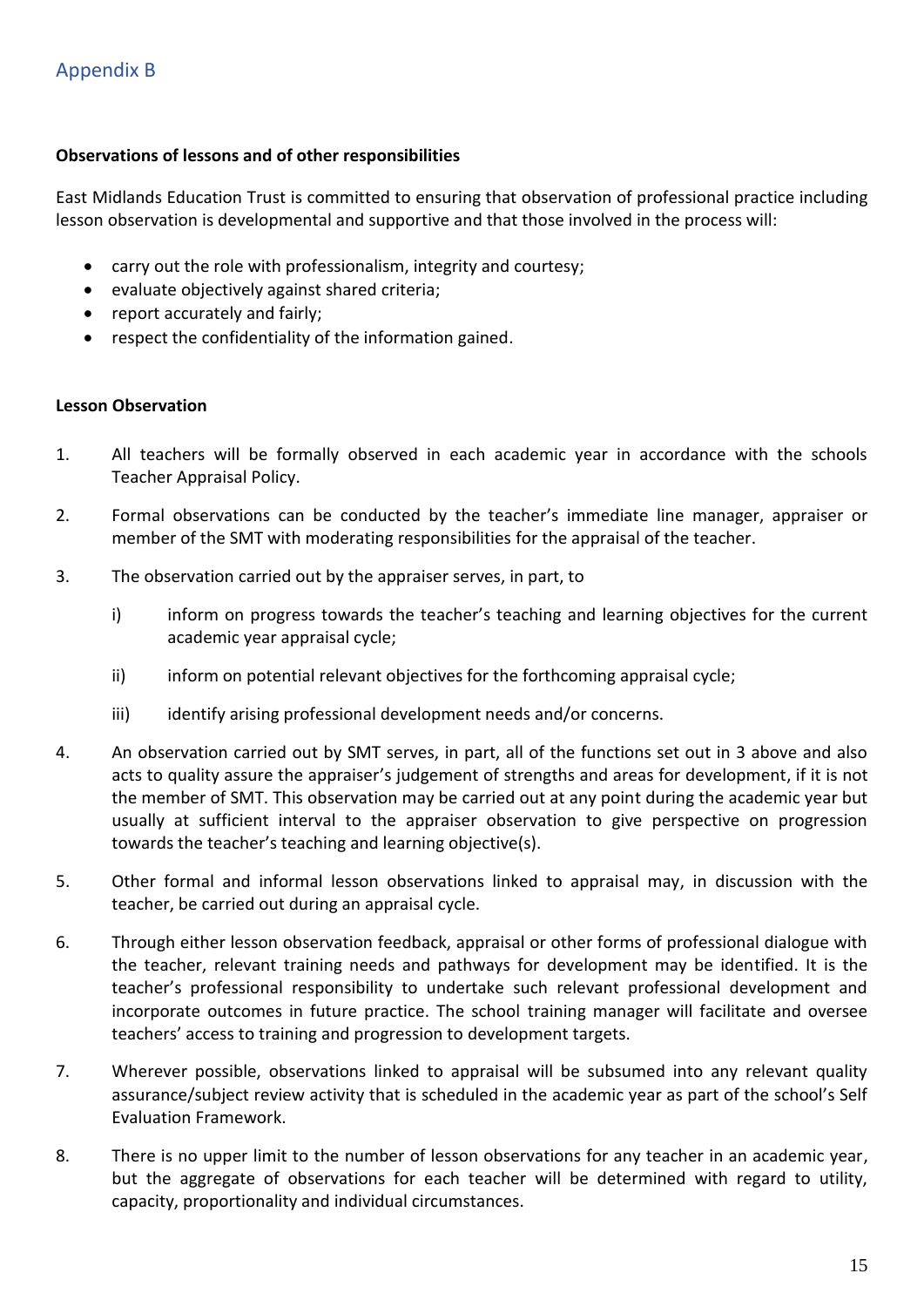## Appendix B

**Observations of lessons and of other responsibilities**

East Midlands Education Trust is committed to ensuring that observation of professional practice including lesson observation is developmental and supportive and that those involved in the process will:

- carry out the role with professionalism, integrity and courtesy;
- evaluate objectively against shared criteria;
- report accurately and fairly;
- respect the confidentiality of the information gained.

**Lesson Observation**

1. All teachers will be formally observed in each academic year in accordance with the schools Teacher Appraisal Policy.

2. Formal observations can be conducted by the teacher's immediate line manager, appraiser or member of the SMT with moderating responsibilities for the appraisal of the teacher.

3. The observation carried out by the appraiser serves, in part, to

   i) inform on progress towards the teacher's teaching and learning objectives for the current academic year appraisal cycle;

   ii) inform on potential relevant objectives for the forthcoming appraisal cycle;

   iii) identify arising professional development needs and/or concerns.

4. An observation carried out by SMT serves, in part, all of the functions set out in 3 above and also acts to quality assure the appraiser's judgement of strengths and areas for development, if it is not the member of SMT. This observation may be carried out at any point during the academic year but usually at sufficient interval to the appraiser observation to give perspective on progression towards the teacher's teaching and learning objective(s).

5. Other formal and informal lesson observations linked to appraisal may, in discussion with the teacher, be carried out during an appraisal cycle.

6. Through either lesson observation feedback, appraisal or other forms of professional dialogue with the teacher, relevant training needs and pathways for development may be identified. It is the teacher's professional responsibility to undertake such relevant professional development and incorporate outcomes in future practice. The school training manager will facilitate and oversee teachers' access to training and progression to development targets.

7. Wherever possible, observations linked to appraisal will be subsumed into any relevant quality assurance/subject review activity that is scheduled in the academic year as part of the school's Self Evaluation Framework.

8. There is no upper limit to the number of lesson observations for any teacher in an academic year, but the aggregate of observations for each teacher will be determined with regard to utility, capacity, proportionality and individual circumstances.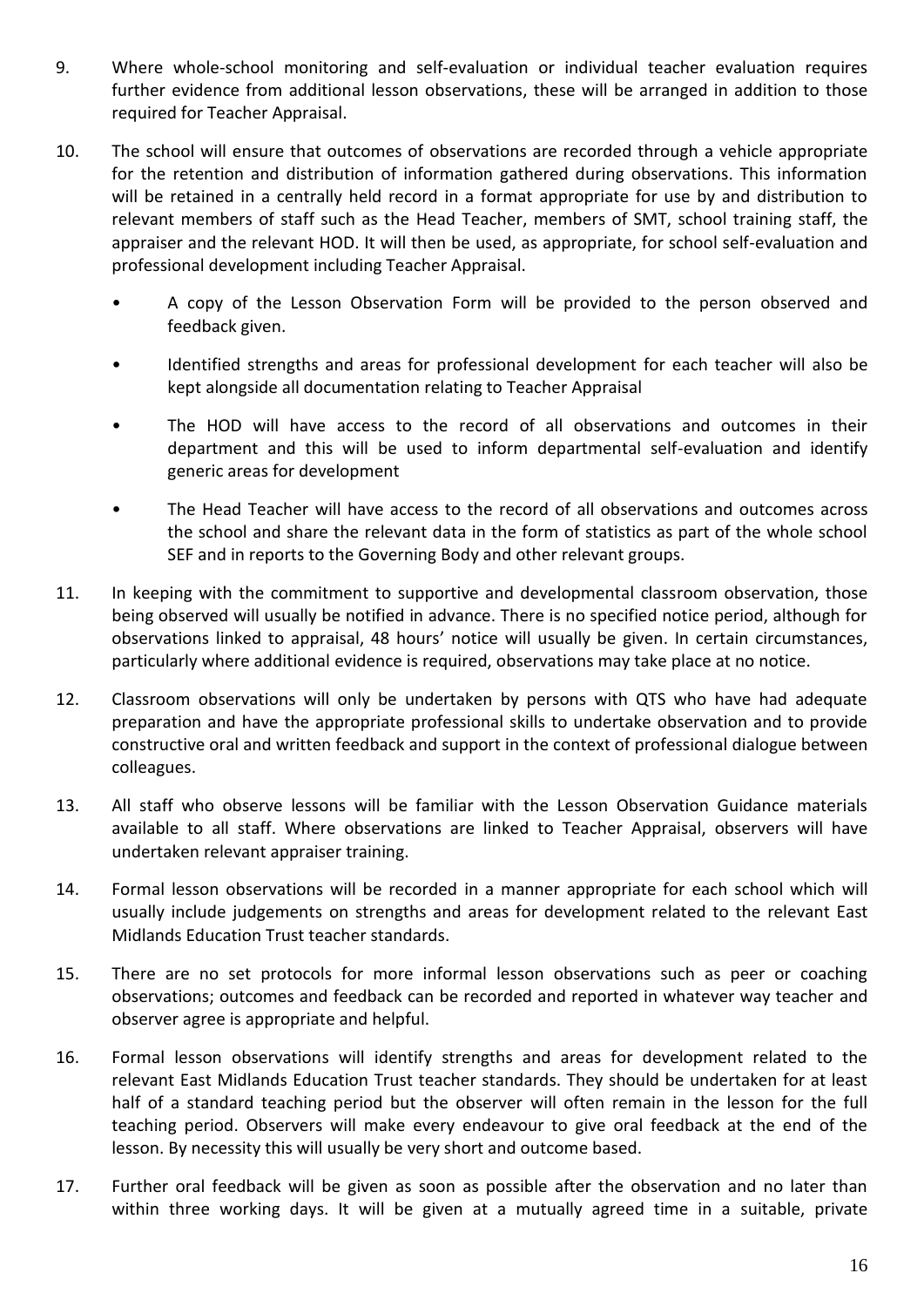9. Where whole-school monitoring and self-evaluation or individual teacher evaluation requires further evidence from additional lesson observations, these will be arranged in addition to those required for Teacher Appraisal.

10. The school will ensure that outcomes of observations are recorded through a vehicle appropriate for the retention and distribution of information gathered during observations. This information will be retained in a centrally held record in a format appropriate for use by and distribution to relevant members of staff such as the Head Teacher, members of SMT, school training staff, the appraiser and the relevant HOD. It will then be used, as appropriate, for school self-evaluation and professional development including Teacher Appraisal.

    - A copy of the Lesson Observation Form will be provided to the person observed and feedback given.
    - Identified strengths and areas for professional development for each teacher will also be kept alongside all documentation relating to Teacher Appraisal
    - The HOD will have access to the record of all observations and outcomes in their department and this will be used to inform departmental self-evaluation and identify generic areas for development
    - The Head Teacher will have access to the record of all observations and outcomes across the school and share the relevant data in the form of statistics as part of the whole school SEF and in reports to the Governing Body and other relevant groups.

11. In keeping with the commitment to supportive and developmental classroom observation, those being observed will usually be notified in advance. There is no specified notice period, although for observations linked to appraisal, 48 hours' notice will usually be given. In certain circumstances, particularly where additional evidence is required, observations may take place at no notice.

12. Classroom observations will only be undertaken by persons with QTS who have had adequate preparation and have the appropriate professional skills to undertake observation and to provide constructive oral and written feedback and support in the context of professional dialogue between colleagues.

13. All staff who observe lessons will be familiar with the Lesson Observation Guidance materials available to all staff. Where observations are linked to Teacher Appraisal, observers will have undertaken relevant appraiser training.

14. Formal lesson observations will be recorded in a manner appropriate for each school which will usually include judgements on strengths and areas for development related to the relevant East Midlands Education Trust teacher standards.

15. There are no set protocols for more informal lesson observations such as peer or coaching observations; outcomes and feedback can be recorded and reported in whatever way teacher and observer agree is appropriate and helpful.

16. Formal lesson observations will identify strengths and areas for development related to the relevant East Midlands Education Trust teacher standards. They should be undertaken for at least half of a standard teaching period but the observer will often remain in the lesson for the full teaching period. Observers will make every endeavour to give oral feedback at the end of the lesson. By necessity this will usually be very short and outcome based.

17. Further oral feedback will be given as soon as possible after the observation and no later than within three working days. It will be given at a mutually agreed time in a suitable, private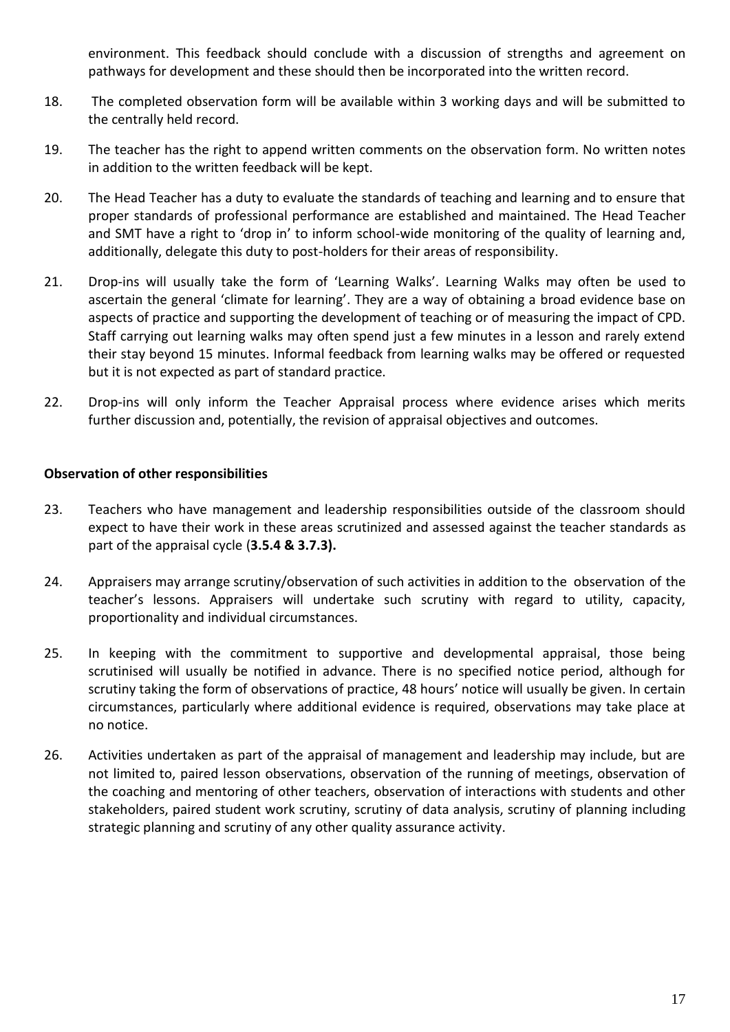environment. This feedback should conclude with a discussion of strengths and agreement on pathways for development and these should then be incorporated into the written record.

18. The completed observation form will be available within 3 working days and will be submitted to the centrally held record.

19. The teacher has the right to append written comments on the observation form. No written notes in addition to the written feedback will be kept.

20. The Head Teacher has a duty to evaluate the standards of teaching and learning and to ensure that proper standards of professional performance are established and maintained. The Head Teacher and SMT have a right to 'drop in' to inform school-wide monitoring of the quality of learning and, additionally, delegate this duty to post-holders for their areas of responsibility.

21. Drop-ins will usually take the form of 'Learning Walks'. Learning Walks may often be used to ascertain the general 'climate for learning'. They are a way of obtaining a broad evidence base on aspects of practice and supporting the development of teaching or of measuring the impact of CPD. Staff carrying out learning walks may often spend just a few minutes in a lesson and rarely extend their stay beyond 15 minutes. Informal feedback from learning walks may be offered or requested but it is not expected as part of standard practice.

22. Drop-ins will only inform the Teacher Appraisal process where evidence arises which merits further discussion and, potentially, the revision of appraisal objectives and outcomes.

**Observation of other responsibilities**

23. Teachers who have management and leadership responsibilities outside of the classroom should expect to have their work in these areas scrutinized and assessed against the teacher standards as part of the appraisal cycle (**3.5.4 & 3.7.3).**

24. Appraisers may arrange scrutiny/observation of such activities in addition to the observation of the teacher's lessons. Appraisers will undertake such scrutiny with regard to utility, capacity, proportionality and individual circumstances.

25. In keeping with the commitment to supportive and developmental appraisal, those being scrutinised will usually be notified in advance. There is no specified notice period, although for scrutiny taking the form of observations of practice, 48 hours' notice will usually be given. In certain circumstances, particularly where additional evidence is required, observations may take place at no notice.

26. Activities undertaken as part of the appraisal of management and leadership may include, but are not limited to, paired lesson observations, observation of the running of meetings, observation of the coaching and mentoring of other teachers, observation of interactions with students and other stakeholders, paired student work scrutiny, scrutiny of data analysis, scrutiny of planning including strategic planning and scrutiny of any other quality assurance activity.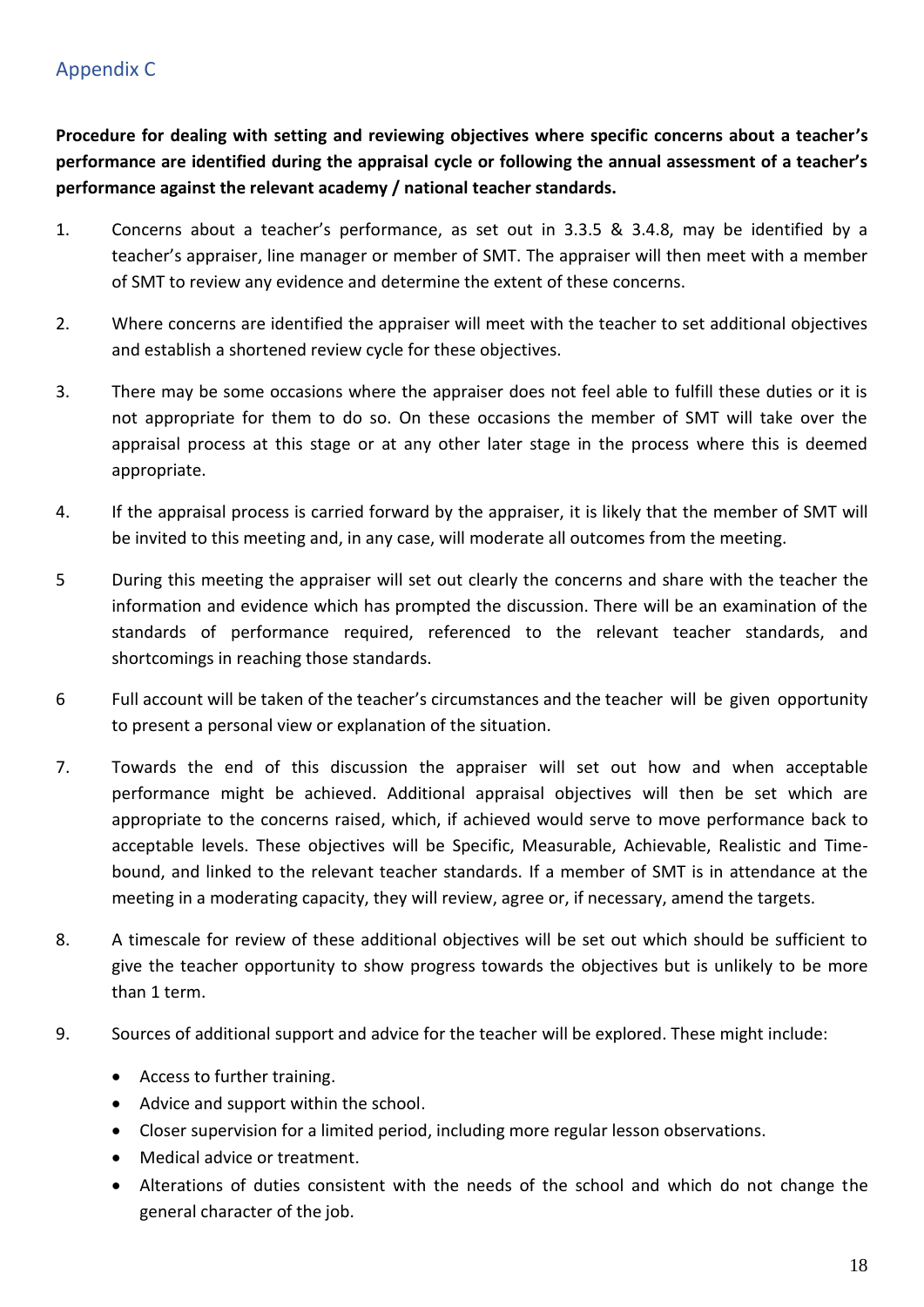## Appendix C

**Procedure for dealing with setting and reviewing objectives where specific concerns about a teacher's performance are identified during the appraisal cycle or following the annual assessment of a teacher's performance against the relevant academy / national teacher standards.**

1. Concerns about a teacher's performance, as set out in 3.3.5 & 3.4.8, may be identified by a teacher's appraiser, line manager or member of SMT. The appraiser will then meet with a member of SMT to review any evidence and determine the extent of these concerns.

2. Where concerns are identified the appraiser will meet with the teacher to set additional objectives and establish a shortened review cycle for these objectives.

3. There may be some occasions where the appraiser does not feel able to fulfill these duties or it is not appropriate for them to do so. On these occasions the member of SMT will take over the appraisal process at this stage or at any other later stage in the process where this is deemed appropriate.

4. If the appraisal process is carried forward by the appraiser, it is likely that the member of SMT will be invited to this meeting and, in any case, will moderate all outcomes from the meeting.

5 During this meeting the appraiser will set out clearly the concerns and share with the teacher the information and evidence which has prompted the discussion. There will be an examination of the standards of performance required, referenced to the relevant teacher standards, and shortcomings in reaching those standards.

6 Full account will be taken of the teacher's circumstances and the teacher will be given opportunity to present a personal view or explanation of the situation.

7. Towards the end of this discussion the appraiser will set out how and when acceptable performance might be achieved. Additional appraisal objectives will then be set which are appropriate to the concerns raised, which, if achieved would serve to move performance back to acceptable levels. These objectives will be Specific, Measurable, Achievable, Realistic and Time-bound, and linked to the relevant teacher standards. If a member of SMT is in attendance at the meeting in a moderating capacity, they will review, agree or, if necessary, amend the targets.

8. A timescale for review of these additional objectives will be set out which should be sufficient to give the teacher opportunity to show progress towards the objectives but is unlikely to be more than 1 term.

9. Sources of additional support and advice for the teacher will be explored. These might include:

   - Access to further training.
   - Advice and support within the school.
   - Closer supervision for a limited period, including more regular lesson observations.
   - Medical advice or treatment.
   - Alterations of duties consistent with the needs of the school and which do not change the general character of the job.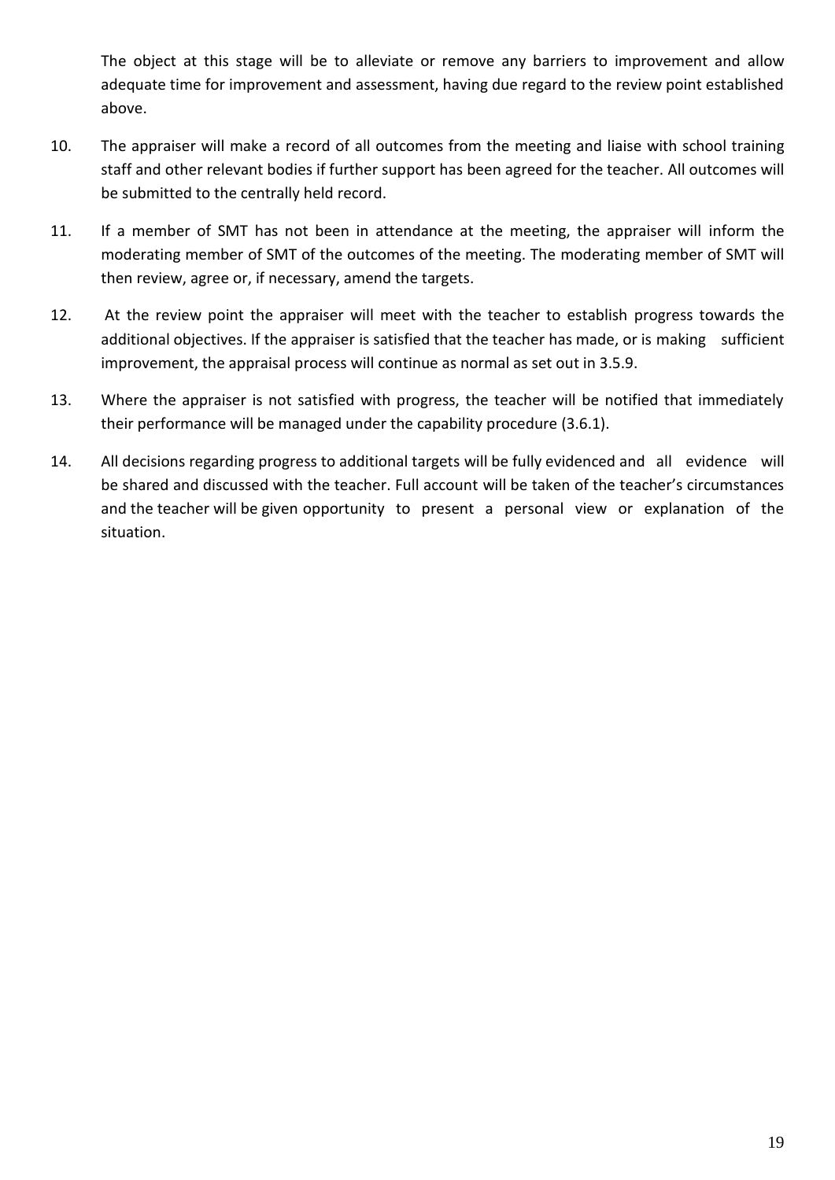The object at this stage will be to alleviate or remove any barriers to improvement and allow adequate time for improvement and assessment, having due regard to the review point established above.

10. The appraiser will make a record of all outcomes from the meeting and liaise with school training staff and other relevant bodies if further support has been agreed for the teacher. All outcomes will be submitted to the centrally held record.

11. If a member of SMT has not been in attendance at the meeting, the appraiser will inform the moderating member of SMT of the outcomes of the meeting. The moderating member of SMT will then review, agree or, if necessary, amend the targets.

12. At the review point the appraiser will meet with the teacher to establish progress towards the additional objectives. If the appraiser is satisfied that the teacher has made, or is making sufficient improvement, the appraisal process will continue as normal as set out in 3.5.9.

13. Where the appraiser is not satisfied with progress, the teacher will be notified that immediately their performance will be managed under the capability procedure (3.6.1).

14. All decisions regarding progress to additional targets will be fully evidenced and all evidence will be shared and discussed with the teacher. Full account will be taken of the teacher's circumstances and the teacher will be given opportunity to present a personal view or explanation of the situation.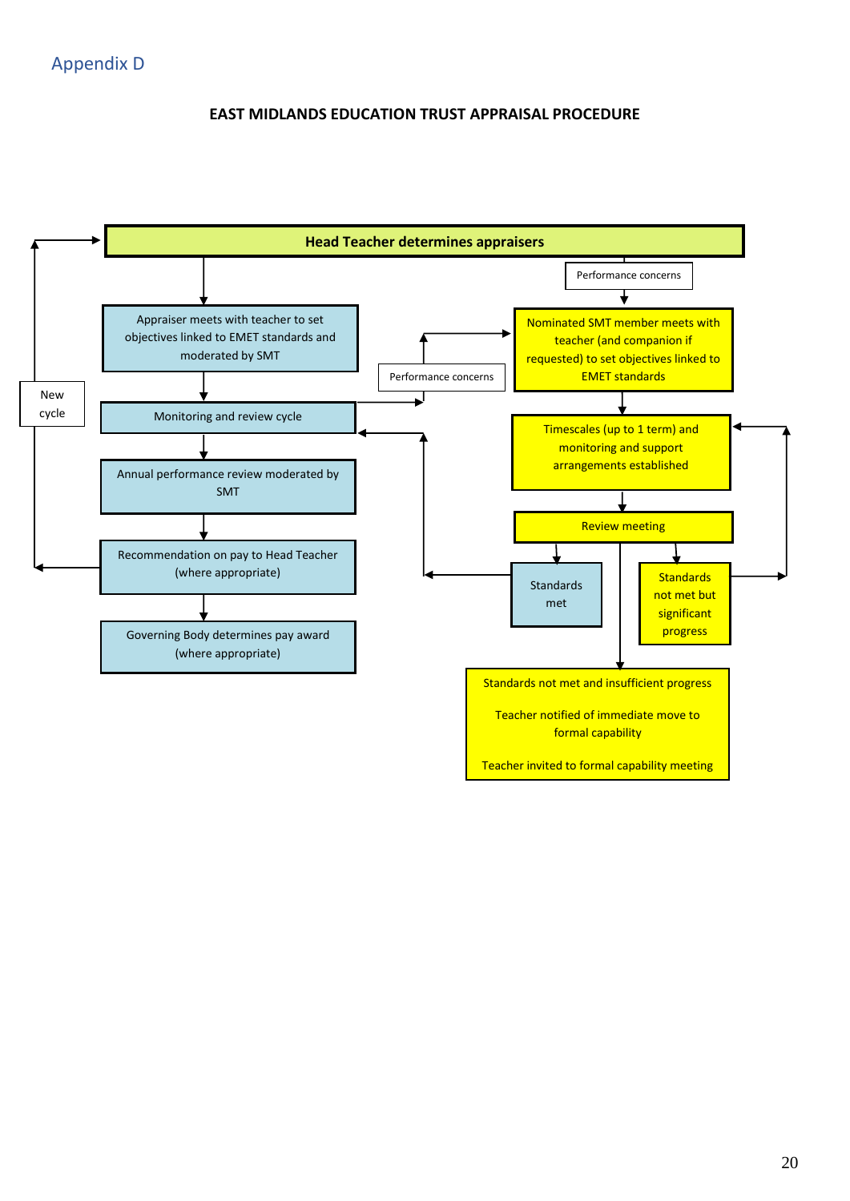## Appendix D

**EAST MIDLANDS EDUCATION TRUST APPRAISAL PROCEDURE**

**Head Teacher determines appraisers**

Appraiser meets with teacher to set objectives linked to EMET standards and moderated by SMT

Monitoring and review cycle

Annual performance review moderated by SMT

Recommendation on pay to Head Teacher (where appropriate)

Governing Body determines pay award (where appropriate)

New cycle

Performance concerns

Performance concerns

Nominated SMT member meets with teacher (and companion if requested) to set objectives linked to EMET standards

Timescales (up to 1 term) and monitoring and support arrangements established

Review meeting

Standards met

Standards not met but significant progress

Standards not met and insufficient progress

Teacher notified of immediate move to formal capability

Teacher invited to formal capability meeting